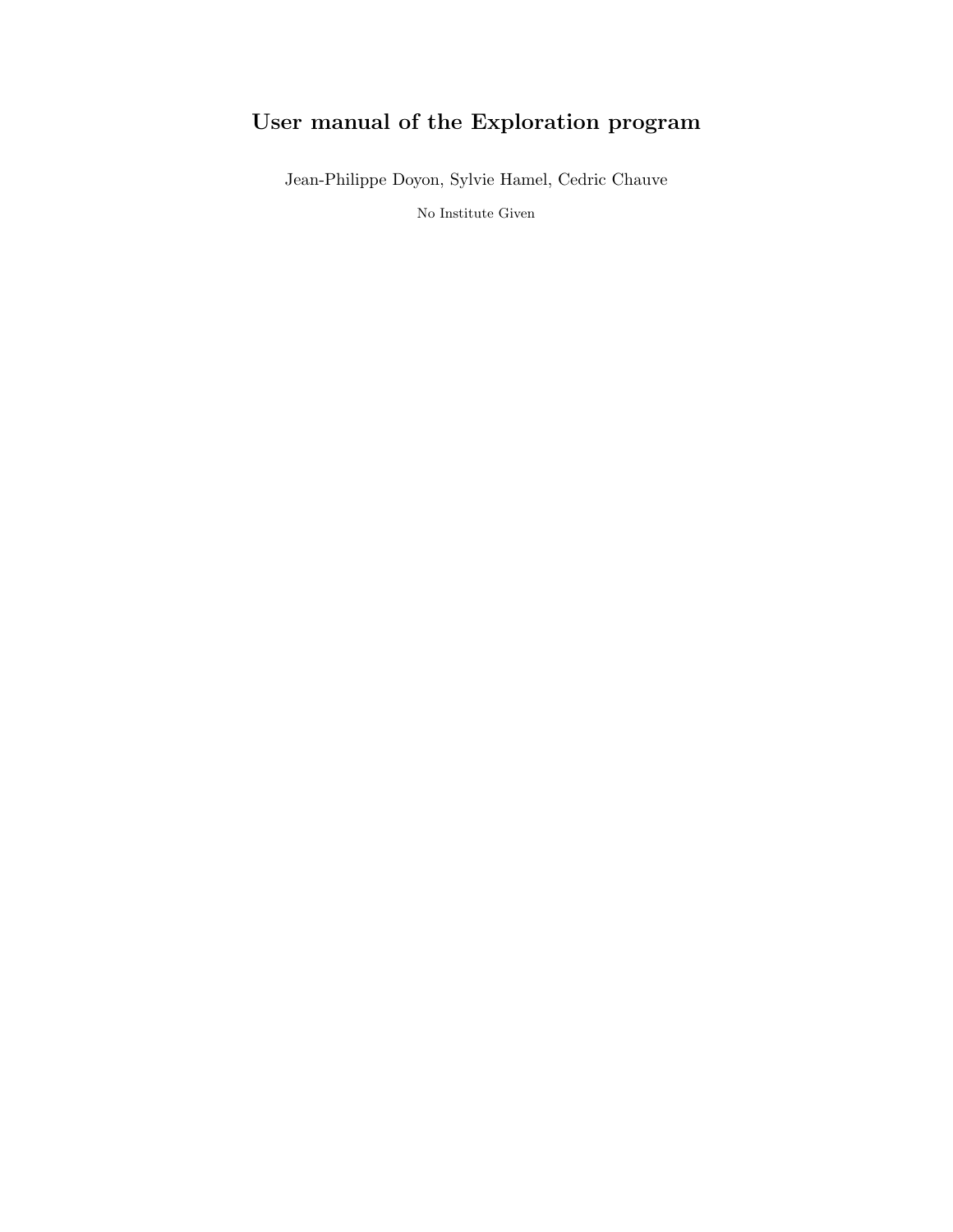# User manual of the Exploration program

Jean-Philippe Doyon, Sylvie Hamel, Cedric Chauve

No Institute Given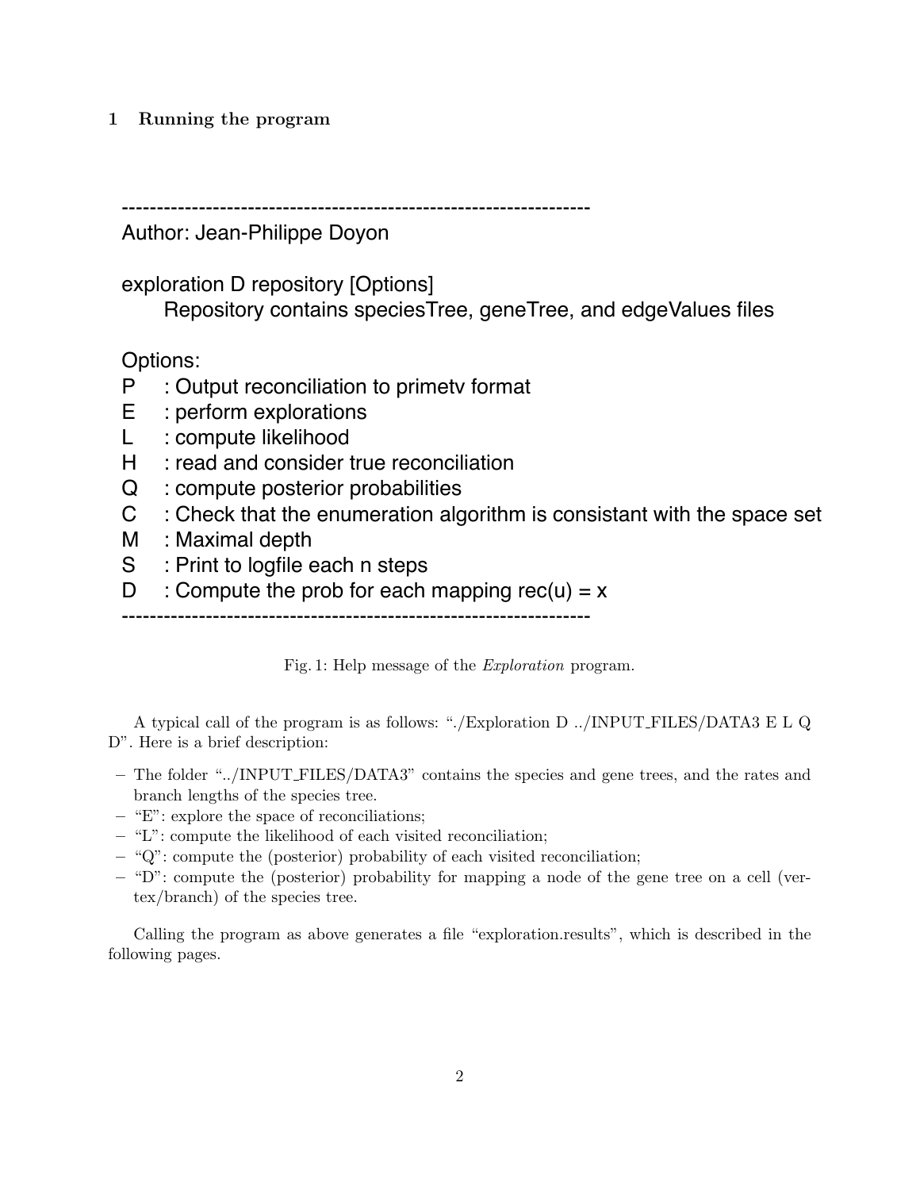## 1 Running the program

```
------------------------------------------------------------------
Author: Jean-Philippe Doyon

exploration D repository [Options]
     Repository contains speciesTree, geneTree, and edgeValues files

Options:
P    : Output reconciliation to primetv format
E    : perform explorations
L    : compute likelihood
H    : read and consider true reconciliation
Q    : compute posterior probabilities
C    : Check that the enumeration algorithm is consistant with the space set
M    : Maximal depth
S    : Print to logfile each n steps
D    : Compute the prob for each mapping rec(u) = x
------------------------------------------------------------------
```

Fig. 1: Help message of the *Exploration* program.

A typical call of the program is as follows: "./Exploration D ../INPUT_FILES/DATA3 E L Q D". Here is a brief description:

- The folder "../INPUT_FILES/DATA3" contains the species and gene trees, and the rates and branch lengths of the species tree.
- "E": explore the space of reconciliations;
- "L": compute the likelihood of each visited reconciliation;
- "Q": compute the (posterior) probability of each visited reconciliation;
- "D": compute the (posterior) probability for mapping a node of the gene tree on a cell (vertex/branch) of the species tree.

Calling the program as above generates a file "exploration.results", which is described in the following pages.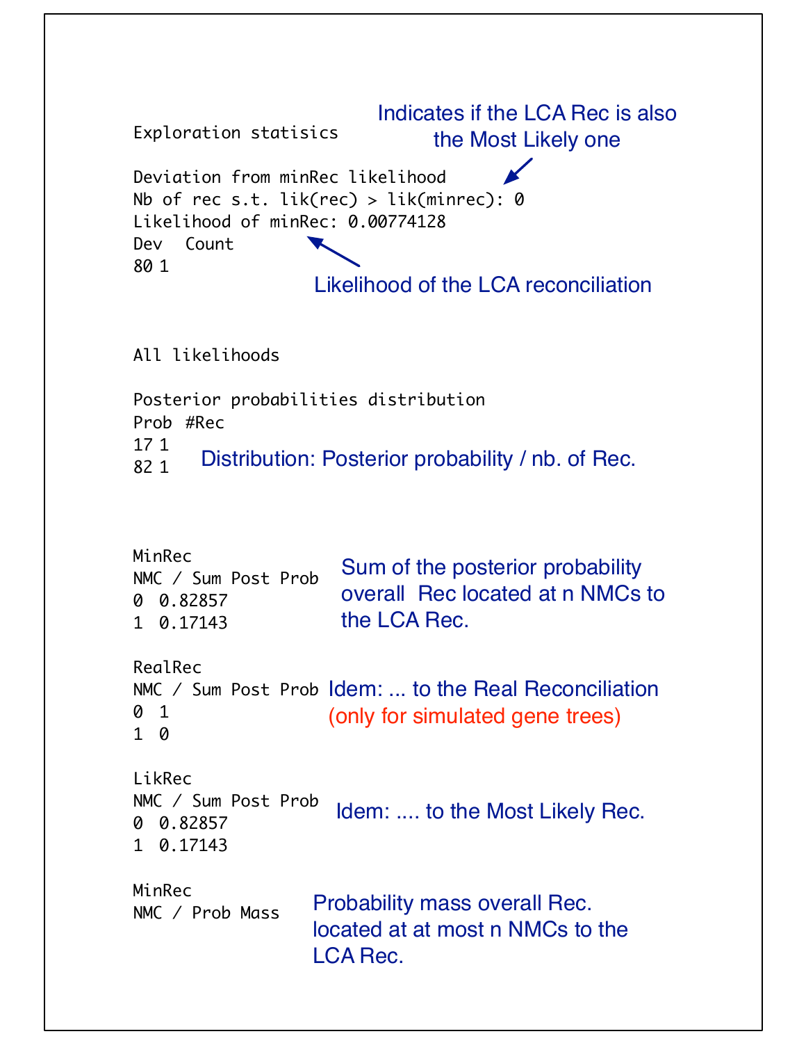```
Exploration statisics

Deviation from minRec likelihood
Nb of rec s.t. lik(rec) > lik(minrec): 0
Likelihood of minRec: 0.00774128
Dev  Count
80 1
```

Indicates if the LCA Rec is also the Most Likely one

Likelihood of the LCA reconciliation

```
All likelihoods

Posterior probabilities distribution
Prob  #Rec
17 1
82 1
```

Distribution: Posterior probability / nb. of Rec.

```
MinRec
NMC / Sum Post Prob
0  0.82857
1  0.17143
```

Sum of the posterior probability overall Rec located at n NMCs to the LCA Rec.

```
RealRec
NMC / Sum Post Prob
0  1
1  0
```

Idem: ... to the Real Reconciliation (only for simulated gene trees)

```
LikRec
NMC / Sum Post Prob
0  0.82857
1  0.17143
```

Idem: .... to the Most Likely Rec.

```
MinRec
NMC / Prob Mass
```

Probability mass overall Rec. located at at most n NMCs to the LCA Rec.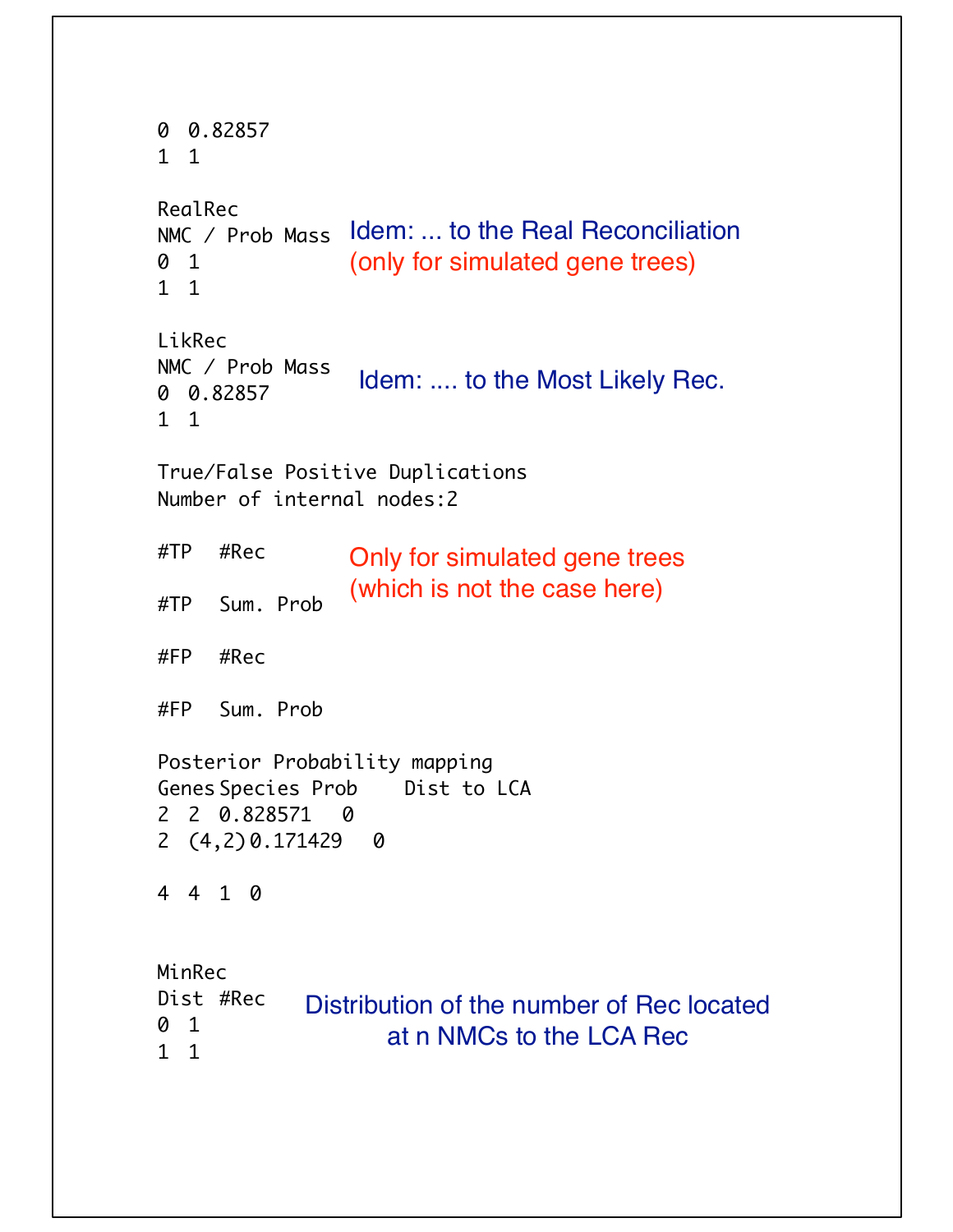```
0  0.82857
1  1

RealRec
NMC / Prob Mass
0  1
1  1
```

Idem: ... to the Real Reconciliation (only for simulated gene trees)

```
LikRec
NMC / Prob Mass
0  0.82857
1  1
```

Idem: .... to the Most Likely Rec.

```
True/False Positive Duplications
Number of internal nodes:2

#TP  #Rec

#TP  Sum. Prob

#FP  #Rec

#FP  Sum. Prob
```

Only for simulated gene trees (which is not the case here)

```
Posterior Probability mapping
Genes Species Prob     Dist to LCA
2  2  0.828571   0
2  (4,2) 0.171429   0

4  4  1  0


MinRec
Dist  #Rec
0  1
1  1
```

Distribution of the number of Rec located at n NMCs to the LCA Rec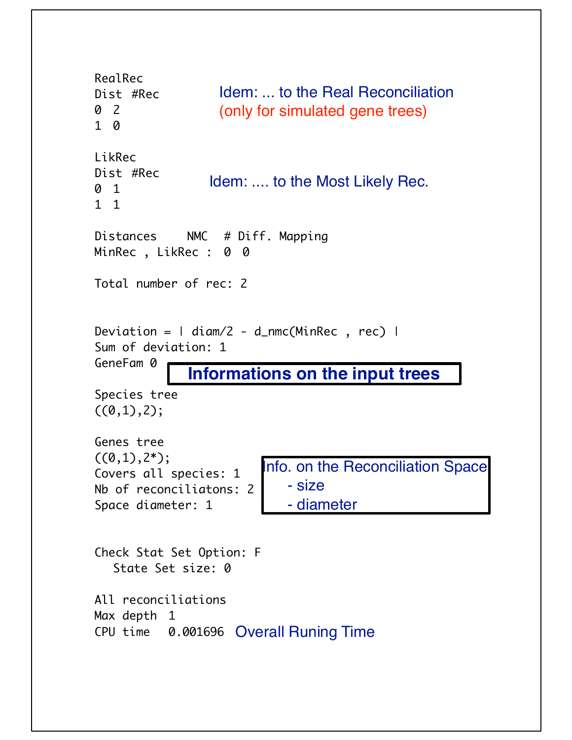```
RealRec
Dist #Rec
0  2
1  0
```

Idem: ... to the Real Reconciliation
(only for simulated gene trees)

```
LikRec
Dist #Rec
0  1
1  1
```

Idem: .... to the Most Likely Rec.

```
Distances    NMC  # Diff. Mapping
MinRec , LikRec :  0  0

Total number of rec: 2


Deviation = | diam/2 - d_nmc(MinRec , rec) |
Sum of deviation: 1
GeneFam 0
```

**Informations on the input trees**

```
Species tree
((0,1),2);

Genes tree
((0,1),2*);
Covers all species: 1
Nb of reconciliatons: 2
Space diameter: 1
```

Info. on the Reconciliation Space
- size
- diameter

```
Check Stat Set Option: F
   State Set size: 0

All reconciliations
Max depth  1
CPU time   0.001696
```

Overall Runing Time